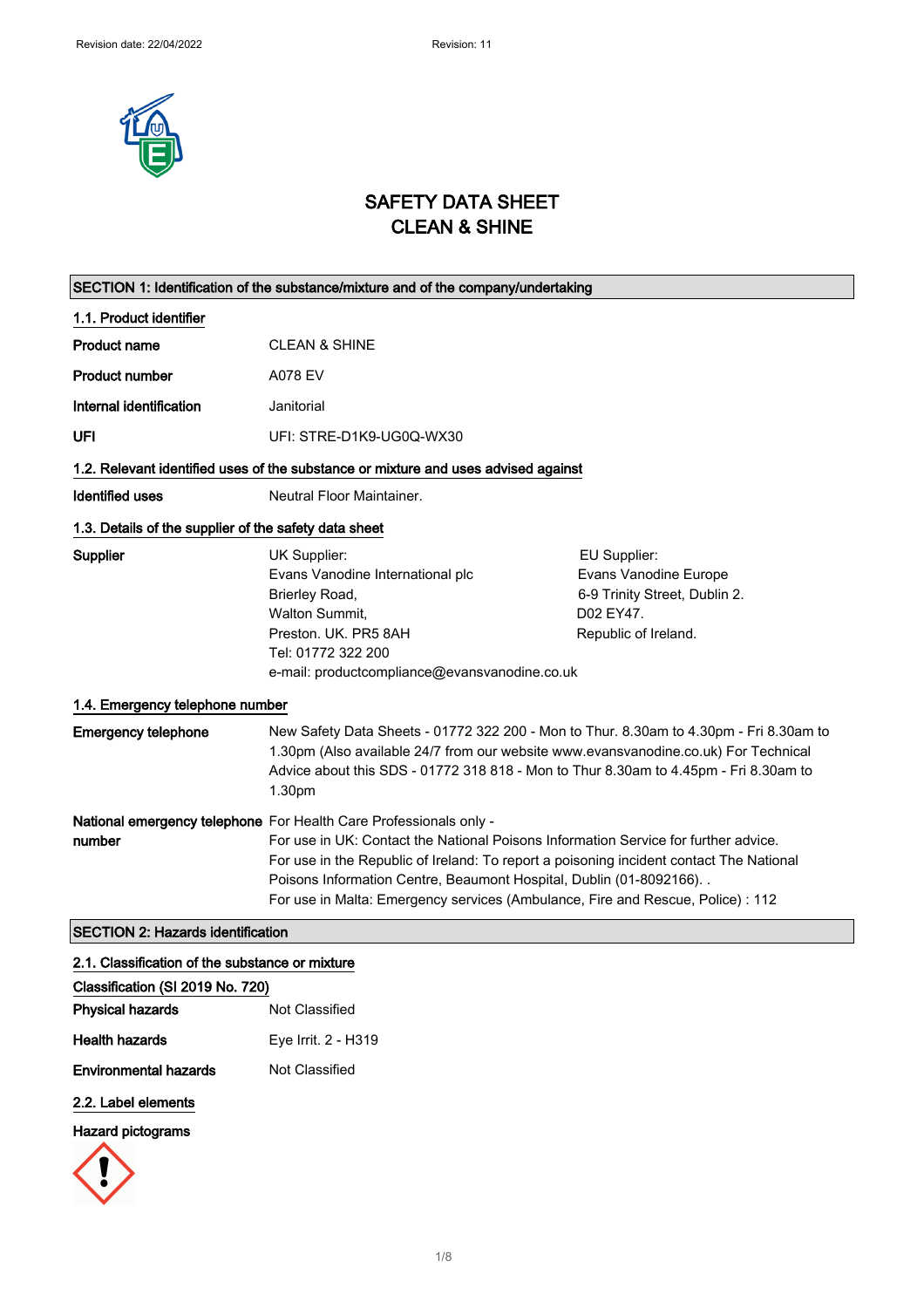Revision date: 22/04/2022 Revision: 11

# SAFETY DATA SHEET
# CLEAN & SHINE

## SECTION 1: Identification of the substance/mixture and of the company/undertaking

### 1.1. Product identifier

**Product name** CLEAN & SHINE

**Product number** A078 EV

**Internal identification** Janitorial

**UFI** UFI: STRE-D1K9-UG0Q-WX30

### 1.2. Relevant identified uses of the substance or mixture and uses advised against

**Identified uses** Neutral Floor Maintainer.

### 1.3. Details of the supplier of the safety data sheet

**Supplier**

UK Supplier:
Evans Vanodine International plc
Brierley Road,
Walton Summit,
Preston. UK. PR5 8AH
Tel: 01772 322 200
e-mail: productcompliance@evansvanodine.co.uk

EU Supplier:
Evans Vanodine Europe
6-9 Trinity Street, Dublin 2.
D02 EY47.
Republic of Ireland.

### 1.4. Emergency telephone number

**Emergency telephone** New Safety Data Sheets - 01772 322 200 - Mon to Thur. 8.30am to 4.30pm - Fri 8.30am to 1.30pm (Also available 24/7 from our website www.evansvanodine.co.uk) For Technical Advice about this SDS - 01772 318 818 - Mon to Thur 8.30am to 4.45pm - Fri 8.30am to 1.30pm

**National emergency telephone number** For Health Care Professionals only -
For use in UK: Contact the National Poisons Information Service for further advice.
For use in the Republic of Ireland: To report a poisoning incident contact The National Poisons Information Centre, Beaumont Hospital, Dublin (01-8092166). .
For use in Malta: Emergency services (Ambulance, Fire and Rescue, Police) : 112

## SECTION 2: Hazards identification

### 2.1. Classification of the substance or mixture

**Classification (SI 2019 No. 720)**

**Physical hazards** Not Classified

**Health hazards** Eye Irrit. 2 - H319

**Environmental hazards** Not Classified

### 2.2. Label elements

**Hazard pictograms**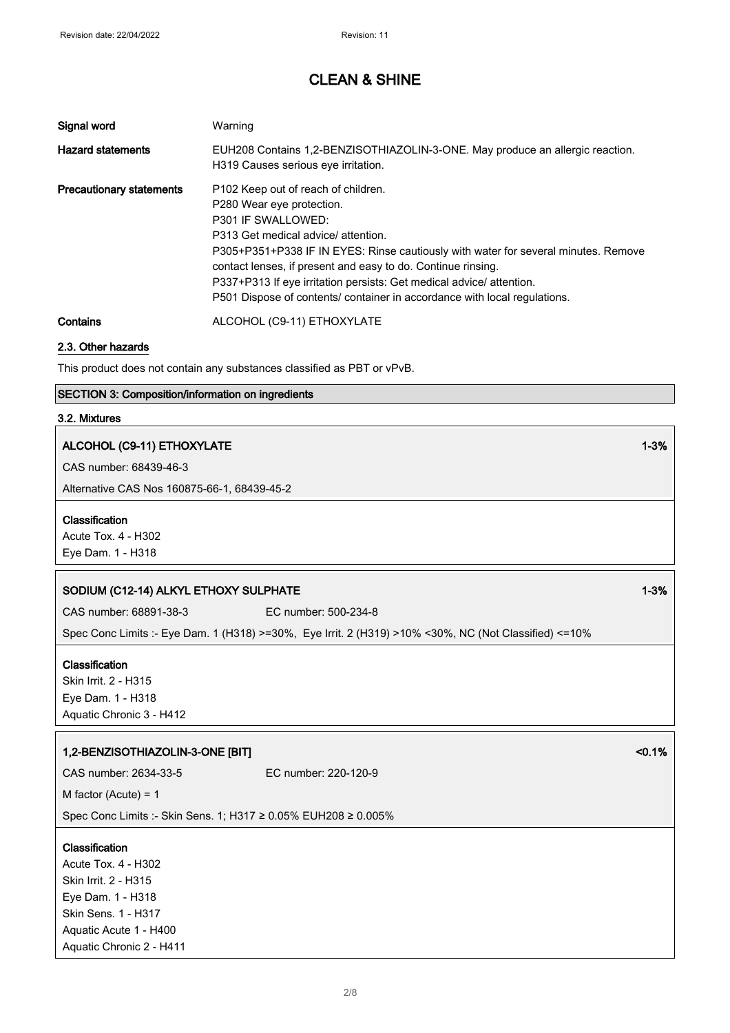| | |
|---|---|
| **Signal word** | Warning |
| **Hazard statements** | EUH208 Contains 1,2-BENZISOTHIAZOLIN-3-ONE. May produce an allergic reaction.<br>H319 Causes serious eye irritation. |
| **Precautionary statements** | P102 Keep out of reach of children.<br>P280 Wear eye protection.<br>P301 IF SWALLOWED:<br>P313 Get medical advice/ attention.<br>P305+P351+P338 IF IN EYES: Rinse cautiously with water for several minutes. Remove contact lenses, if present and easy to do. Continue rinsing.<br>P337+P313 If eye irritation persists: Get medical advice/ attention.<br>P501 Dispose of contents/ container in accordance with local regulations. |
| **Contains** | ALCOHOL (C9-11) ETHOXYLATE |

### 2.3. Other hazards

This product does not contain any substances classified as PBT or vPvB.

## SECTION 3: Composition/information on ingredients

### 3.2. Mixtures

**ALCOHOL (C9-11) ETHOXYLATE** 1-3%

CAS number: 68439-46-3

Alternative CAS Nos 160875-66-1, 68439-45-2

**Classification**

Acute Tox. 4 - H302
Eye Dam. 1 - H318

**SODIUM (C12-14) ALKYL ETHOXY SULPHATE** 1-3%

CAS number: 68891-38-3 EC number: 500-234-8

Spec Conc Limits :- Eye Dam. 1 (H318) >=30%, Eye Irrit. 2 (H319) >10% <30%, NC (Not Classified) <=10%

**Classification**

Skin Irrit. 2 - H315
Eye Dam. 1 - H318
Aquatic Chronic 3 - H412

**1,2-BENZISOTHIAZOLIN-3-ONE [BIT]** <0.1%

CAS number: 2634-33-5 EC number: 220-120-9

M factor (Acute) = 1

Spec Conc Limits :- Skin Sens. 1; H317 ≥ 0.05% EUH208 ≥ 0.005%

**Classification**

Acute Tox. 4 - H302
Skin Irrit. 2 - H315
Eye Dam. 1 - H318
Skin Sens. 1 - H317
Aquatic Acute 1 - H400
Aquatic Chronic 2 - H411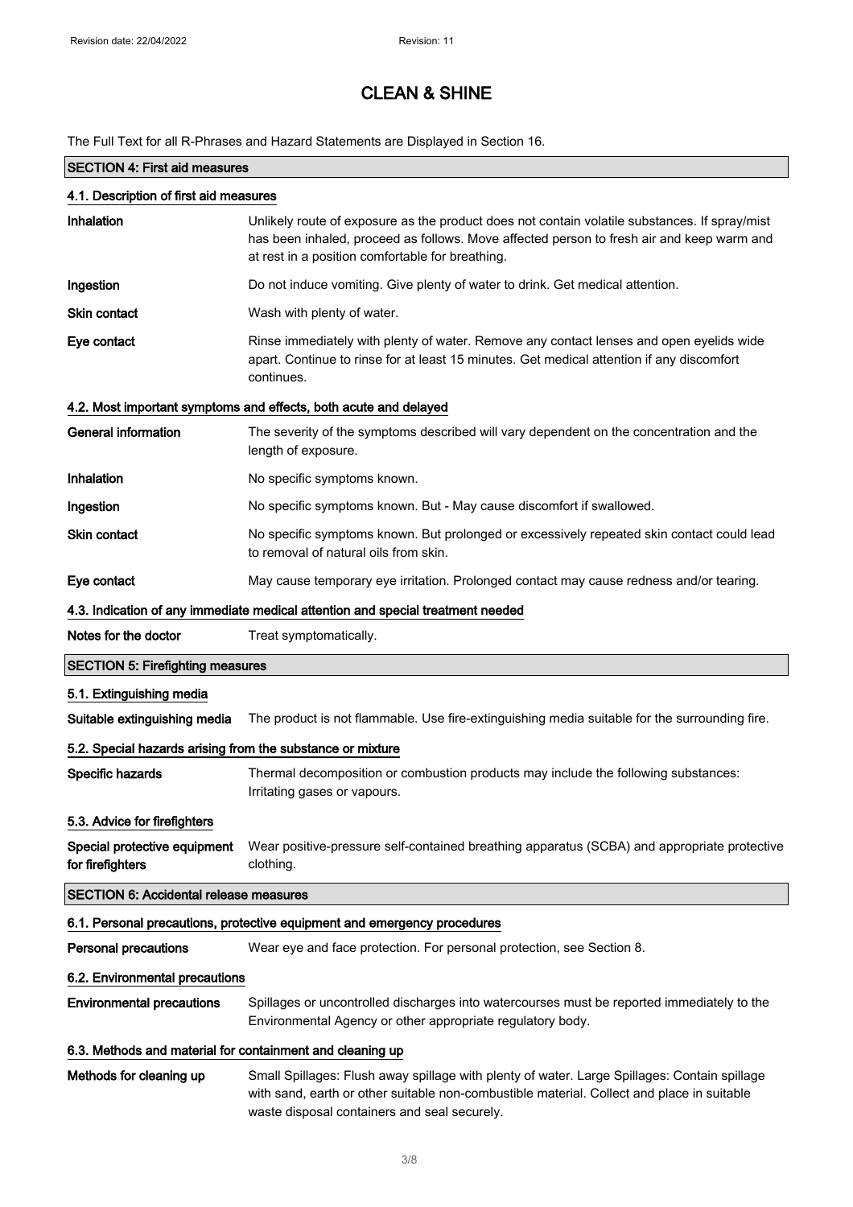# CLEAN & SHINE

The Full Text for all R-Phrases and Hazard Statements are Displayed in Section 16.

## SECTION 4: First aid measures

### 4.1. Description of first aid measures

**Inhalation** Unlikely route of exposure as the product does not contain volatile substances. If spray/mist has been inhaled, proceed as follows. Move affected person to fresh air and keep warm and at rest in a position comfortable for breathing.

**Ingestion** Do not induce vomiting. Give plenty of water to drink. Get medical attention.

**Skin contact** Wash with plenty of water.

**Eye contact** Rinse immediately with plenty of water. Remove any contact lenses and open eyelids wide apart. Continue to rinse for at least 15 minutes. Get medical attention if any discomfort continues.

### 4.2. Most important symptoms and effects, both acute and delayed

**General information** The severity of the symptoms described will vary dependent on the concentration and the length of exposure.

**Inhalation** No specific symptoms known.

**Ingestion** No specific symptoms known. But - May cause discomfort if swallowed.

**Skin contact** No specific symptoms known. But prolonged or excessively repeated skin contact could lead to removal of natural oils from skin.

**Eye contact** May cause temporary eye irritation. Prolonged contact may cause redness and/or tearing.

### 4.3. Indication of any immediate medical attention and special treatment needed

**Notes for the doctor** Treat symptomatically.

## SECTION 5: Firefighting measures

### 5.1. Extinguishing media

**Suitable extinguishing media** The product is not flammable. Use fire-extinguishing media suitable for the surrounding fire.

### 5.2. Special hazards arising from the substance or mixture

**Specific hazards** Thermal decomposition or combustion products may include the following substances: Irritating gases or vapours.

### 5.3. Advice for firefighters

**Special protective equipment for firefighters** Wear positive-pressure self-contained breathing apparatus (SCBA) and appropriate protective clothing.

## SECTION 6: Accidental release measures

### 6.1. Personal precautions, protective equipment and emergency procedures

**Personal precautions** Wear eye and face protection. For personal protection, see Section 8.

### 6.2. Environmental precautions

**Environmental precautions** Spillages or uncontrolled discharges into watercourses must be reported immediately to the Environmental Agency or other appropriate regulatory body.

### 6.3. Methods and material for containment and cleaning up

**Methods for cleaning up** Small Spillages: Flush away spillage with plenty of water. Large Spillages: Contain spillage with sand, earth or other suitable non-combustible material. Collect and place in suitable waste disposal containers and seal securely.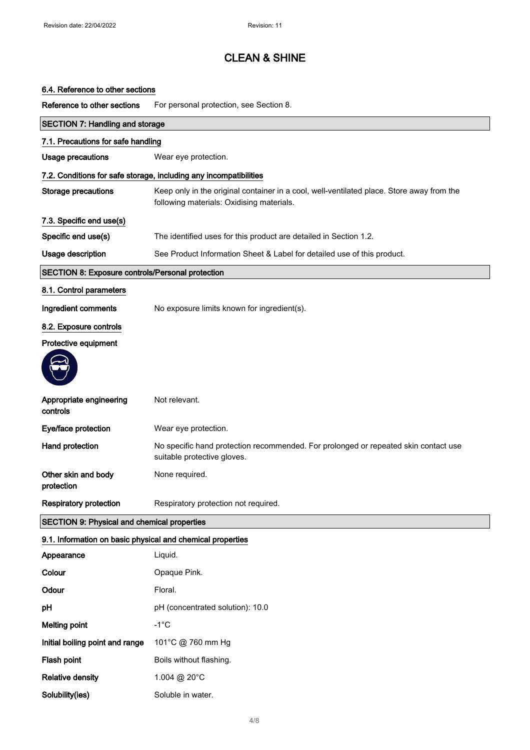# CLEAN & SHINE

### 6.4. Reference to other sections

| | |
|---|---|
| **Reference to other sections** | For personal protection, see Section 8. |

## SECTION 7: Handling and storage

### 7.1. Precautions for safe handling

| | |
|---|---|
| **Usage precautions** | Wear eye protection. |

### 7.2. Conditions for safe storage, including any incompatibilities

| | |
|---|---|
| **Storage precautions** | Keep only in the original container in a cool, well-ventilated place. Store away from the following materials: Oxidising materials. |

### 7.3. Specific end use(s)

| | |
|---|---|
| **Specific end use(s)** | The identified uses for this product are detailed in Section 1.2. |
| **Usage description** | See Product Information Sheet & Label for detailed use of this product. |

## SECTION 8: Exposure controls/Personal protection

### 8.1. Control parameters

| | |
|---|---|
| **Ingredient comments** | No exposure limits known for ingredient(s). |

### 8.2. Exposure controls

**Protective equipment**

| | |
|---|---|
| **Appropriate engineering controls** | Not relevant. |
| **Eye/face protection** | Wear eye protection. |
| **Hand protection** | No specific hand protection recommended. For prolonged or repeated skin contact use suitable protective gloves. |
| **Other skin and body protection** | None required. |
| **Respiratory protection** | Respiratory protection not required. |

## SECTION 9: Physical and chemical properties

### 9.1. Information on basic physical and chemical properties

| | |
|---|---|
| **Appearance** | Liquid. |
| **Colour** | Opaque Pink. |
| **Odour** | Floral. |
| **pH** | pH (concentrated solution): 10.0 |
| **Melting point** | -1°C |
| **Initial boiling point and range** | 101°C @ 760 mm Hg |
| **Flash point** | Boils without flashing. |
| **Relative density** | 1.004 @ 20°C |
| **Solubility(ies)** | Soluble in water. |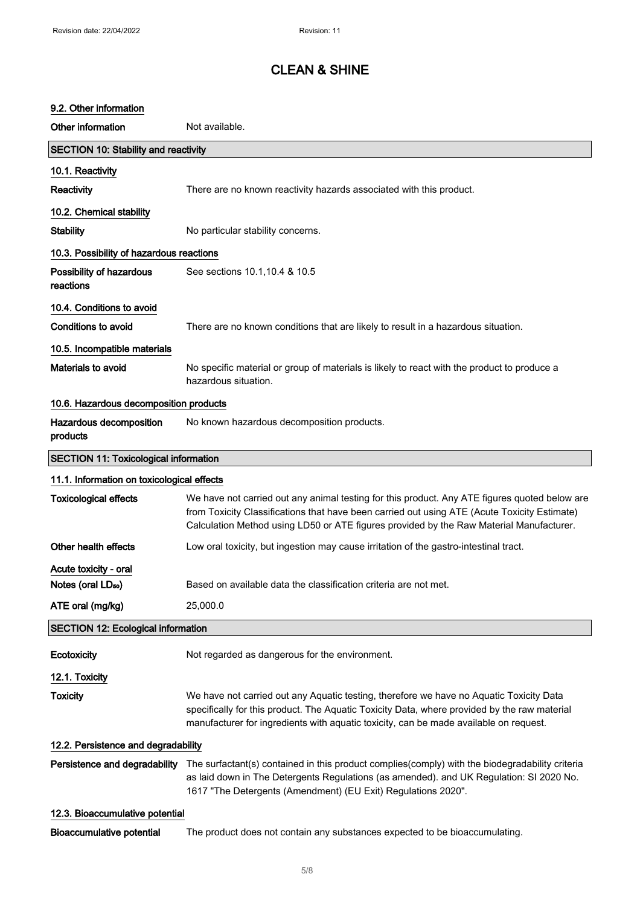# CLEAN & SHINE

### 9.2. Other information

**Other information** Not available.

## SECTION 10: Stability and reactivity

### 10.1. Reactivity

**Reactivity** There are no known reactivity hazards associated with this product.

### 10.2. Chemical stability

**Stability** No particular stability concerns.

### 10.3. Possibility of hazardous reactions

**Possibility of hazardous reactions** See sections 10.1,10.4 & 10.5

### 10.4. Conditions to avoid

**Conditions to avoid** There are no known conditions that are likely to result in a hazardous situation.

### 10.5. Incompatible materials

**Materials to avoid** No specific material or group of materials is likely to react with the product to produce a hazardous situation.

### 10.6. Hazardous decomposition products

**Hazardous decomposition products** No known hazardous decomposition products.

## SECTION 11: Toxicological information

### 11.1. Information on toxicological effects

**Toxicological effects** We have not carried out any animal testing for this product. Any ATE figures quoted below are from Toxicity Classifications that have been carried out using ATE (Acute Toxicity Estimate) Calculation Method using LD50 or ATE figures provided by the Raw Material Manufacturer.

**Other health effects** Low oral toxicity, but ingestion may cause irritation of the gastro-intestinal tract.

**Acute toxicity - oral**

**Notes (oral $LD_{50}$)** Based on available data the classification criteria are not met.

**ATE oral (mg/kg)** 25,000.0

## SECTION 12: Ecological information

**Ecotoxicity** Not regarded as dangerous for the environment.

### 12.1. Toxicity

**Toxicity** We have not carried out any Aquatic testing, therefore we have no Aquatic Toxicity Data specifically for this product. The Aquatic Toxicity Data, where provided by the raw material manufacturer for ingredients with aquatic toxicity, can be made available on request.

### 12.2. Persistence and degradability

**Persistence and degradability** The surfactant(s) contained in this product complies(comply) with the biodegradability criteria as laid down in The Detergents Regulations (as amended). and UK Regulation: SI 2020 No. 1617 "The Detergents (Amendment) (EU Exit) Regulations 2020".

### 12.3. Bioaccumulative potential

**Bioaccumulative potential** The product does not contain any substances expected to be bioaccumulating.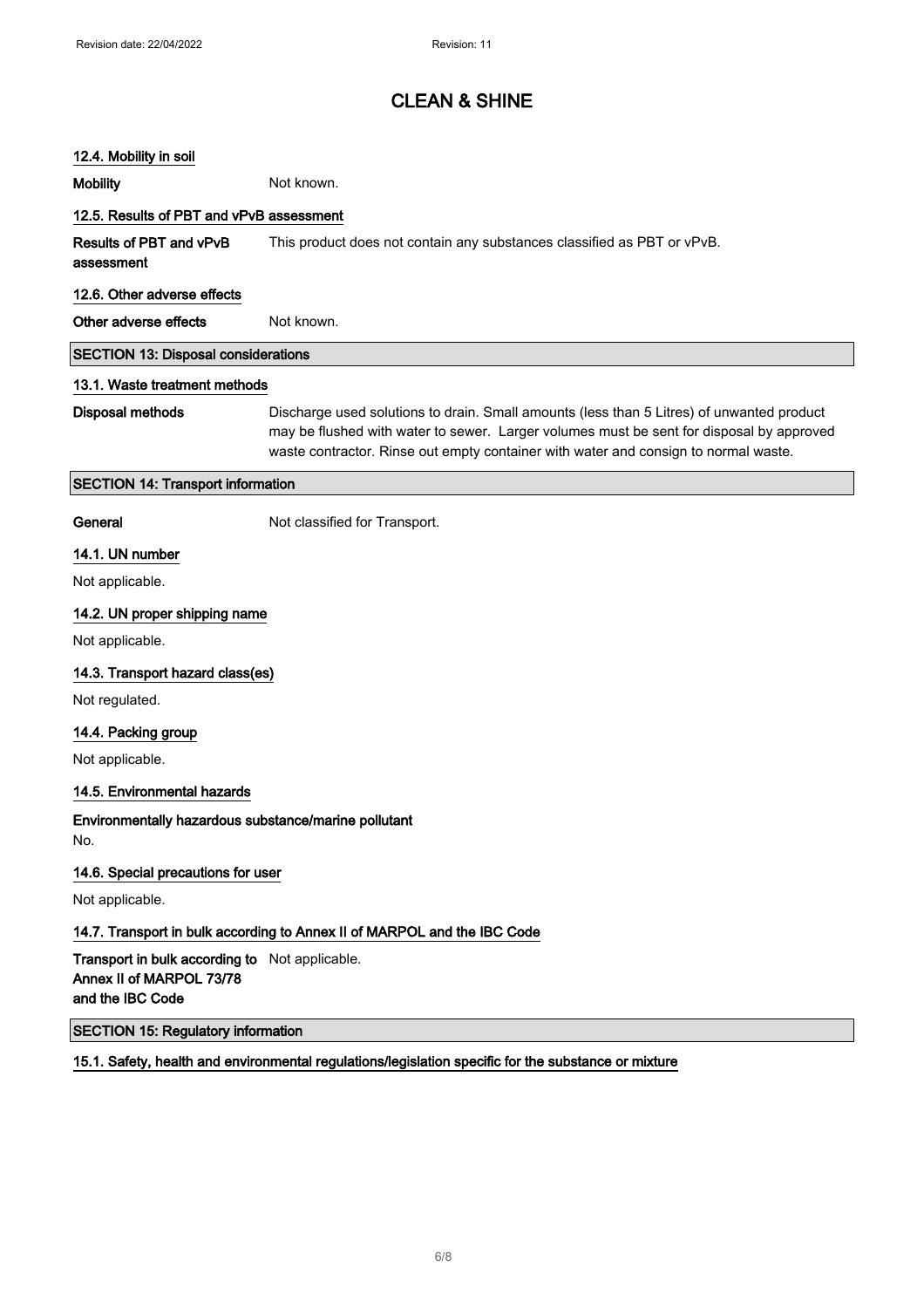### 12.4. Mobility in soil

**Mobility** Not known.

### 12.5. Results of PBT and vPvB assessment

**Results of PBT and vPvB assessment** This product does not contain any substances classified as PBT or vPvB.

### 12.6. Other adverse effects

**Other adverse effects** Not known.

## SECTION 13: Disposal considerations

### 13.1. Waste treatment methods

**Disposal methods** Discharge used solutions to drain. Small amounts (less than 5 Litres) of unwanted product may be flushed with water to sewer. Larger volumes must be sent for disposal by approved waste contractor. Rinse out empty container with water and consign to normal waste.

## SECTION 14: Transport information

**General** Not classified for Transport.

### 14.1. UN number

Not applicable.

### 14.2. UN proper shipping name

Not applicable.

### 14.3. Transport hazard class(es)

Not regulated.

### 14.4. Packing group

Not applicable.

### 14.5. Environmental hazards

**Environmentally hazardous substance/marine pollutant**

No.

### 14.6. Special precautions for user

Not applicable.

### 14.7. Transport in bulk according to Annex II of MARPOL and the IBC Code

**Transport in bulk according to Annex II of MARPOL 73/78 and the IBC Code** Not applicable.

## SECTION 15: Regulatory information

### 15.1. Safety, health and environmental regulations/legislation specific for the substance or mixture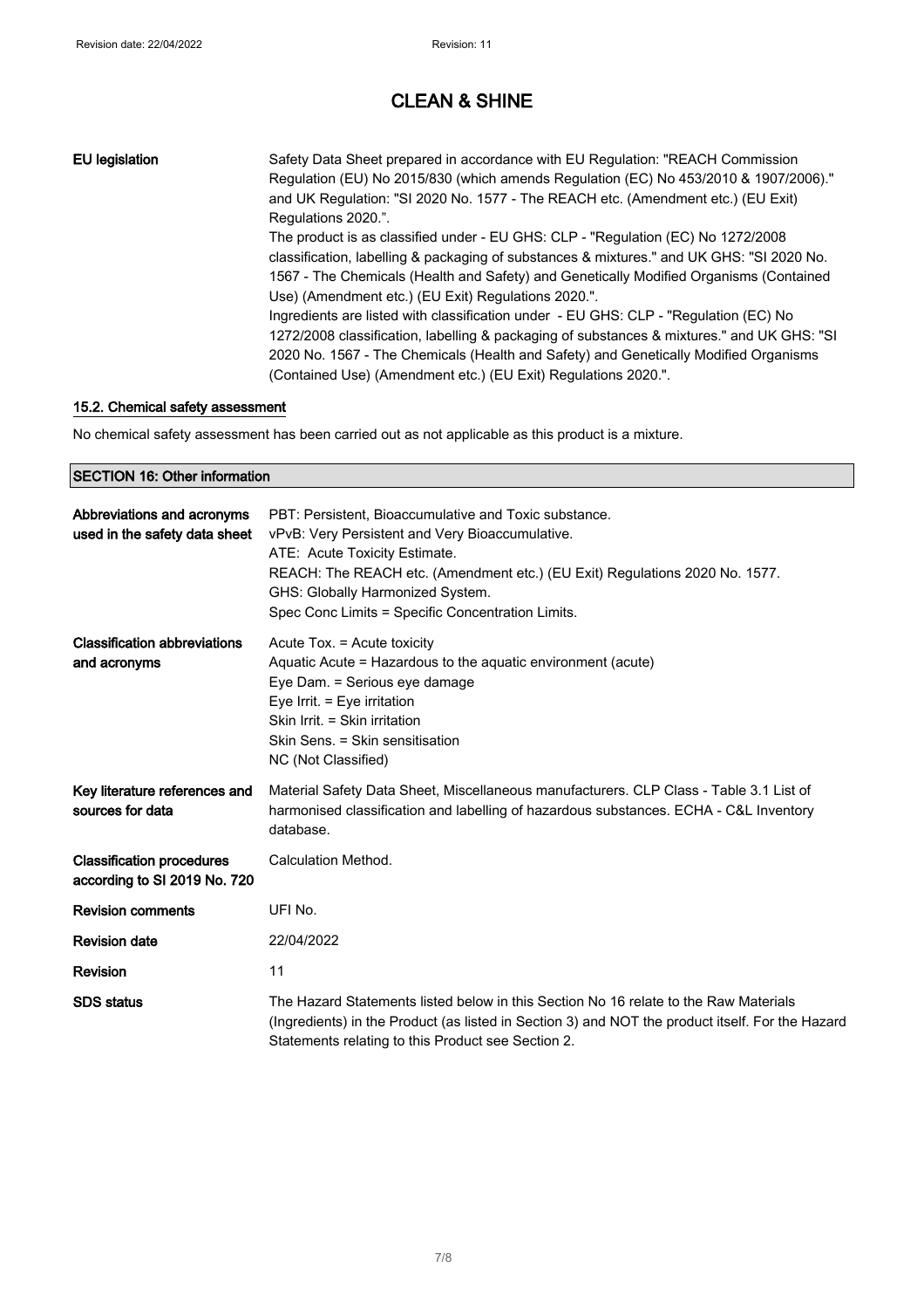| | |
|---|---|
| **EU legislation** | Safety Data Sheet prepared in accordance with EU Regulation: "REACH Commission Regulation (EU) No 2015/830 (which amends Regulation (EC) No 453/2010 & 1907/2006)." and UK Regulation: "SI 2020 No. 1577 - The REACH etc. (Amendment etc.) (EU Exit) Regulations 2020.". The product is as classified under - EU GHS: CLP - "Regulation (EC) No 1272/2008 classification, labelling & packaging of substances & mixtures." and UK GHS: "SI 2020 No. 1567 - The Chemicals (Health and Safety) and Genetically Modified Organisms (Contained Use) (Amendment etc.) (EU Exit) Regulations 2020.". Ingredients are listed with classification under - EU GHS: CLP - "Regulation (EC) No 1272/2008 classification, labelling & packaging of substances & mixtures." and UK GHS: "SI 2020 No. 1567 - The Chemicals (Health and Safety) and Genetically Modified Organisms (Contained Use) (Amendment etc.) (EU Exit) Regulations 2020.". |

### 15.2. Chemical safety assessment

No chemical safety assessment has been carried out as not applicable as this product is a mixture.

## SECTION 16: Other information

| | |
|---|---|
| **Abbreviations and acronyms used in the safety data sheet** | PBT: Persistent, Bioaccumulative and Toxic substance.<br>vPvB: Very Persistent and Very Bioaccumulative.<br>ATE: Acute Toxicity Estimate.<br>REACH: The REACH etc. (Amendment etc.) (EU Exit) Regulations 2020 No. 1577.<br>GHS: Globally Harmonized System.<br>Spec Conc Limits = Specific Concentration Limits. |
| **Classification abbreviations and acronyms** | Acute Tox. = Acute toxicity<br>Aquatic Acute = Hazardous to the aquatic environment (acute)<br>Eye Dam. = Serious eye damage<br>Eye Irrit. = Eye irritation<br>Skin Irrit. = Skin irritation<br>Skin Sens. = Skin sensitisation<br>NC (Not Classified) |
| **Key literature references and sources for data** | Material Safety Data Sheet, Miscellaneous manufacturers. CLP Class - Table 3.1 List of harmonised classification and labelling of hazardous substances. ECHA - C&L Inventory database. |
| **Classification procedures according to SI 2019 No. 720** | Calculation Method. |
| **Revision comments** | UFI No. |
| **Revision date** | 22/04/2022 |
| **Revision** | 11 |
| **SDS status** | The Hazard Statements listed below in this Section No 16 relate to the Raw Materials (Ingredients) in the Product (as listed in Section 3) and NOT the product itself. For the Hazard Statements relating to this Product see Section 2. |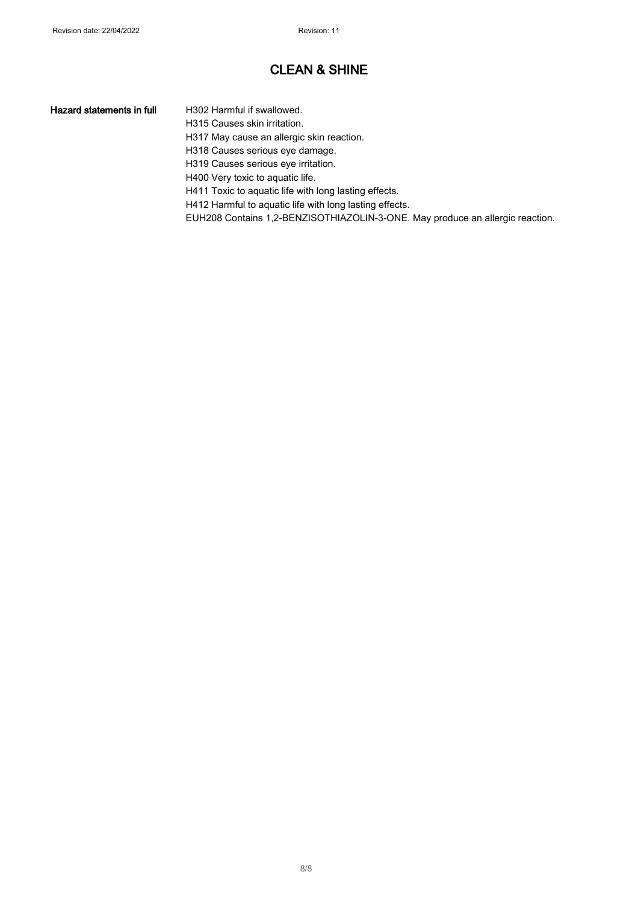**Hazard statements in full**

H302 Harmful if swallowed.
H315 Causes skin irritation.
H317 May cause an allergic skin reaction.
H318 Causes serious eye damage.
H319 Causes serious eye irritation.
H400 Very toxic to aquatic life.
H411 Toxic to aquatic life with long lasting effects.
H412 Harmful to aquatic life with long lasting effects.
EUH208 Contains 1,2-BENZISOTHIAZOLIN-3-ONE. May produce an allergic reaction.